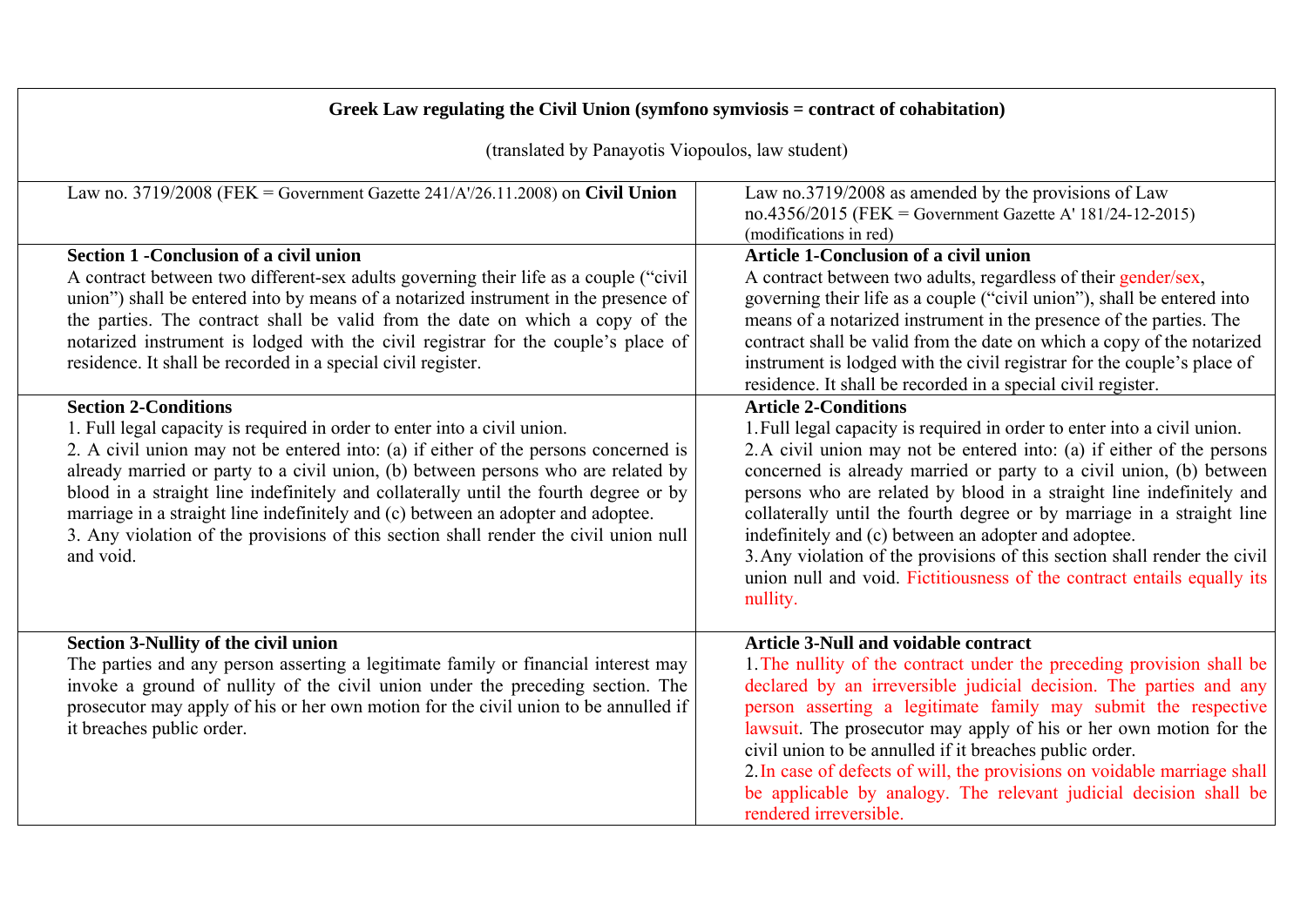**Greek Law regulating the Civil Union (symfono symviosis = contract of cohabitation)**

(translated by Panayotis Viopoulos, law student)

| Law no. 3719/2008 (FEK = Government Gazette 241/A'/26.11.2008) on **Civil Union** | Law no.3719/2008 as amended by the provisions of Law no.4356/2015 (FEK = Government Gazette A' 181/24-12-2015) (modifications in red) |
|---|---|
| **Section 1 -Conclusion of a civil union**<br>A contract between two different-sex adults governing their life as a couple ("civil union") shall be entered into by means of a notarized instrument in the presence of the parties. The contract shall be valid from the date on which a copy of the notarized instrument is lodged with the civil registrar for the couple's place of residence. It shall be recorded in a special civil register. | **Article 1-Conclusion of a civil union**<br>A contract between two adults, regardless of their gender/sex, governing their life as a couple ("civil union"), shall be entered into means of a notarized instrument in the presence of the parties. The contract shall be valid from the date on which a copy of the notarized instrument is lodged with the civil registrar for the couple's place of residence. It shall be recorded in a special civil register. |
| **Section 2-Conditions**<br>1. Full legal capacity is required in order to enter into a civil union.<br>2. A civil union may not be entered into: (a) if either of the persons concerned is already married or party to a civil union, (b) between persons who are related by blood in a straight line indefinitely and collaterally until the fourth degree or by marriage in a straight line indefinitely and (c) between an adopter and adoptee.<br>3. Any violation of the provisions of this section shall render the civil union null and void. | **Article 2-Conditions**<br>1. Full legal capacity is required in order to enter into a civil union.<br>2. A civil union may not be entered into: (a) if either of the persons concerned is already married or party to a civil union, (b) between persons who are related by blood in a straight line indefinitely and collaterally until the fourth degree or by marriage in a straight line indefinitely and (c) between an adopter and adoptee.<br>3. Any violation of the provisions of this section shall render the civil union null and void. Fictitiousness of the contract entails equally its nullity. |
| **Section 3-Nullity of the civil union**<br>The parties and any person asserting a legitimate family or financial interest may invoke a ground of nullity of the civil union under the preceding section. The prosecutor may apply of his or her own motion for the civil union to be annulled if it breaches public order. | **Article 3-Null and voidable contract**<br>1. The nullity of the contract under the preceding provision shall be declared by an irreversible judicial decision. The parties and any person asserting a legitimate family may submit the respective lawsuit. The prosecutor may apply of his or her own motion for the civil union to be annulled if it breaches public order.<br>2. In case of defects of will, the provisions on voidable marriage shall be applicable by analogy. The relevant judicial decision shall be rendered irreversible. |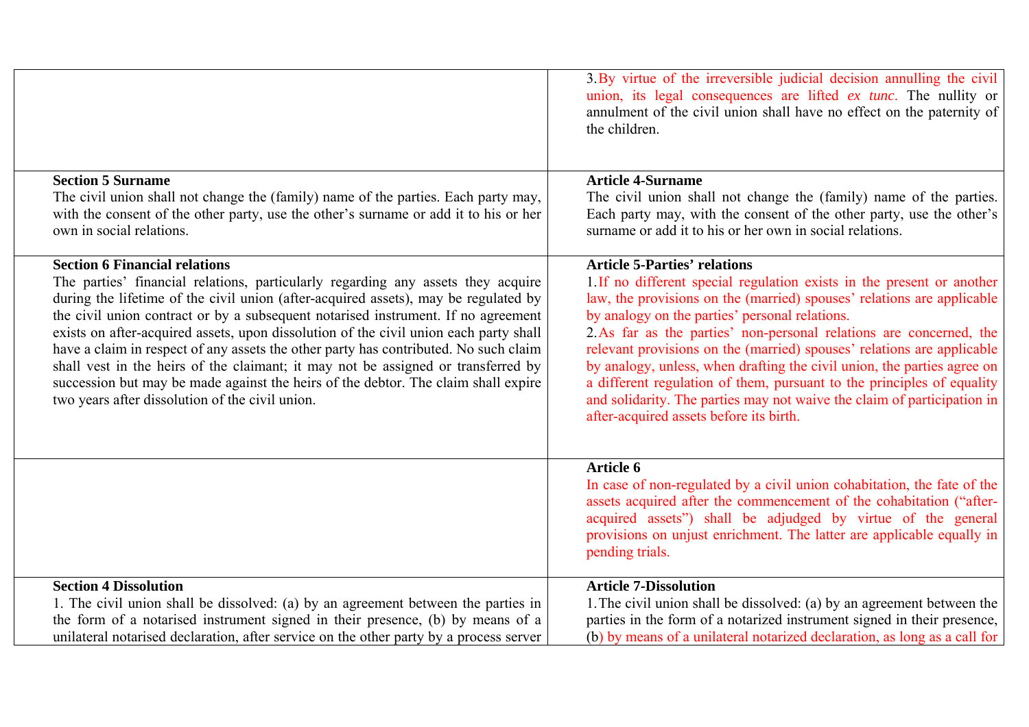| | |
|---|---|
| | 3.By virtue of the irreversible judicial decision annulling the civil union, its legal consequences are lifted *ex tunc*. The nullity or annulment of the civil union shall have no effect on the paternity of the children. |
| **Section 5 Surname**<br>The civil union shall not change the (family) name of the parties. Each party may, with the consent of the other party, use the other's surname or add it to his or her own in social relations. | **Article 4-Surname**<br>The civil union shall not change the (family) name of the parties. Each party may, with the consent of the other party, use the other's surname or add it to his or her own in social relations. |
| **Section 6 Financial relations**<br>The parties' financial relations, particularly regarding any assets they acquire during the lifetime of the civil union (after-acquired assets), may be regulated by the civil union contract or by a subsequent notarised instrument. If no agreement exists on after-acquired assets, upon dissolution of the civil union each party shall have a claim in respect of any assets the other party has contributed. No such claim shall vest in the heirs of the claimant; it may not be assigned or transferred by succession but may be made against the heirs of the debtor. The claim shall expire two years after dissolution of the civil union. | **Article 5-Parties' relations**<br>1.If no different special regulation exists in the present or another law, the provisions on the (married) spouses' relations are applicable by analogy on the parties' personal relations.<br>2.As far as the parties' non-personal relations are concerned, the relevant provisions on the (married) spouses' relations are applicable by analogy, unless, when drafting the civil union, the parties agree on a different regulation of them, pursuant to the principles of equality and solidarity. The parties may not waive the claim of participation in after-acquired assets before its birth. |
| | **Article 6**<br>In case of non-regulated by a civil union cohabitation, the fate of the assets acquired after the commencement of the cohabitation ("after-acquired assets") shall be adjudged by virtue of the general provisions on unjust enrichment. The latter are applicable equally in pending trials. |
| **Section 4 Dissolution**<br>1. The civil union shall be dissolved: (a) by an agreement between the parties in the form of a notarised instrument signed in their presence, (b) by means of a unilateral notarised declaration, after service on the other party by a process server | **Article 7-Dissolution**<br>1.The civil union shall be dissolved: (a) by an agreement between the parties in the form of a notarized instrument signed in their presence, (b) by means of a unilateral notarized declaration, as long as a call for |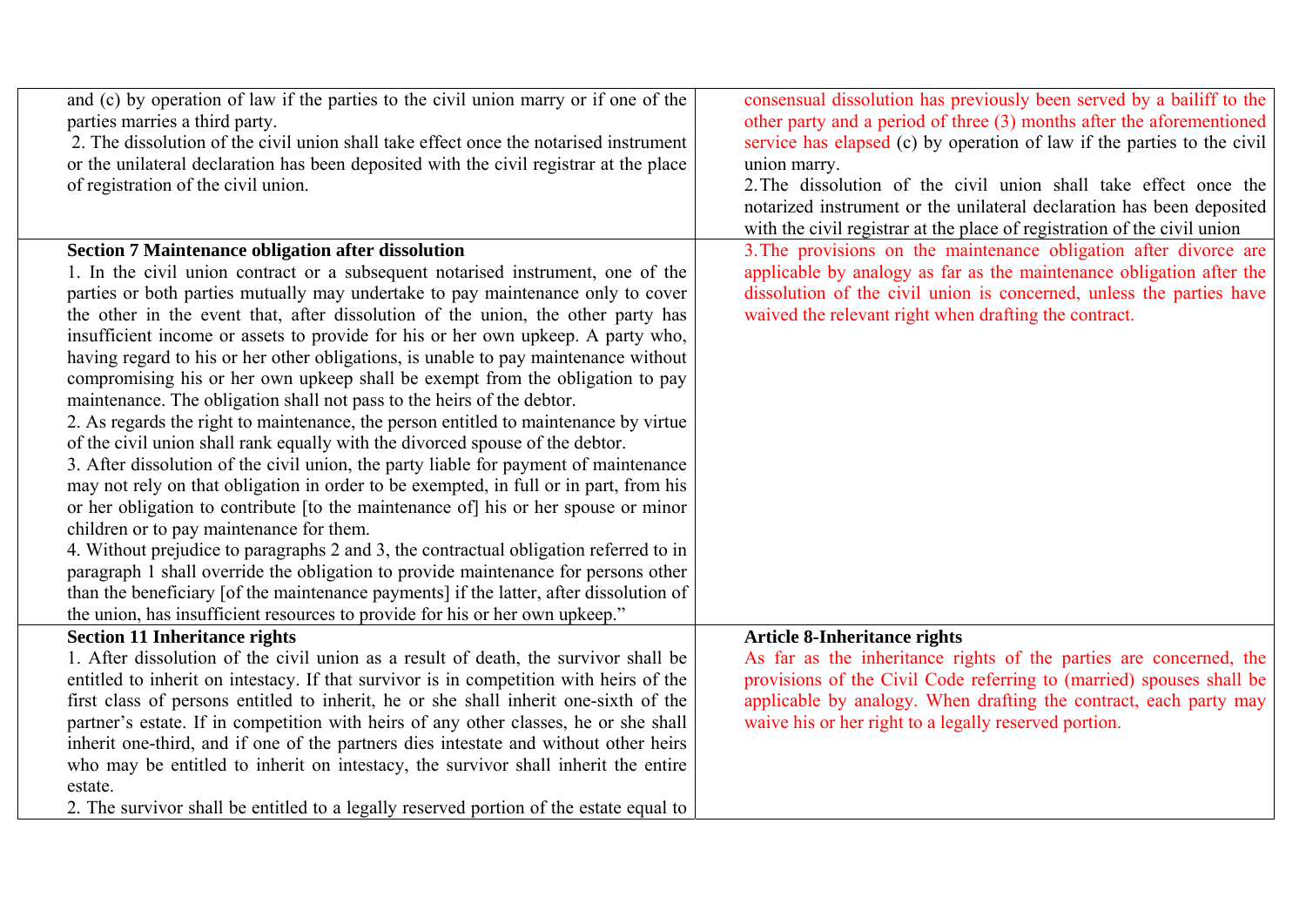| | |
|---|---|
| and (c) by operation of law if the parties to the civil union marry or if one of the parties marries a third party.<br>2. The dissolution of the civil union shall take effect once the notarised instrument or the unilateral declaration has been deposited with the civil registrar at the place of registration of the civil union. | consensual dissolution has previously been served by a bailiff to the other party and a period of three (3) months after the aforementioned service has elapsed (c) by operation of law if the parties to the civil union marry.<br>2. The dissolution of the civil union shall take effect once the notarized instrument or the unilateral declaration has been deposited with the civil registrar at the place of registration of the civil union |
| **Section 7 Maintenance obligation after dissolution**<br>1. In the civil union contract or a subsequent notarised instrument, one of the parties or both parties mutually may undertake to pay maintenance only to cover the other in the event that, after dissolution of the union, the other party has insufficient income or assets to provide for his or her own upkeep. A party who, having regard to his or her other obligations, is unable to pay maintenance without compromising his or her own upkeep shall be exempt from the obligation to pay maintenance. The obligation shall not pass to the heirs of the debtor.<br>2. As regards the right to maintenance, the person entitled to maintenance by virtue of the civil union shall rank equally with the divorced spouse of the debtor.<br>3. After dissolution of the civil union, the party liable for payment of maintenance may not rely on that obligation in order to be exempted, in full or in part, from his or her obligation to contribute [to the maintenance of] his or her spouse or minor children or to pay maintenance for them.<br>4. Without prejudice to paragraphs 2 and 3, the contractual obligation referred to in paragraph 1 shall override the obligation to provide maintenance for persons other than the beneficiary [of the maintenance payments] if the latter, after dissolution of the union, has insufficient resources to provide for his or her own upkeep." | 3. The provisions on the maintenance obligation after divorce are applicable by analogy as far as the maintenance obligation after the dissolution of the civil union is concerned, unless the parties have waived the relevant right when drafting the contract. |
| **Section 11 Inheritance rights**<br>1. After dissolution of the civil union as a result of death, the survivor shall be entitled to inherit on intestacy. If that survivor is in competition with heirs of the first class of persons entitled to inherit, he or she shall inherit one-sixth of the partner's estate. If in competition with heirs of any other classes, he or she shall inherit one-third, and if one of the partners dies intestate and without other heirs who may be entitled to inherit on intestacy, the survivor shall inherit the entire estate.<br>2. The survivor shall be entitled to a legally reserved portion of the estate equal to | **Article 8-Inheritance rights**<br>As far as the inheritance rights of the parties are concerned, the provisions of the Civil Code referring to (married) spouses shall be applicable by analogy. When drafting the contract, each party may waive his or her right to a legally reserved portion. |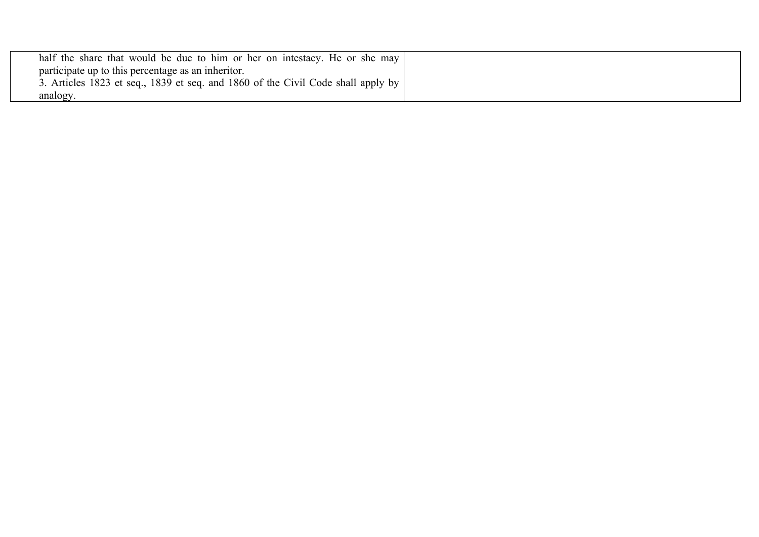| | |
|---|---|
| half the share that would be due to him or her on intestacy. He or she may participate up to this percentage as an inheritor.<br>3. Articles 1823 et seq., 1839 et seq. and 1860 of the Civil Code shall apply by analogy. | |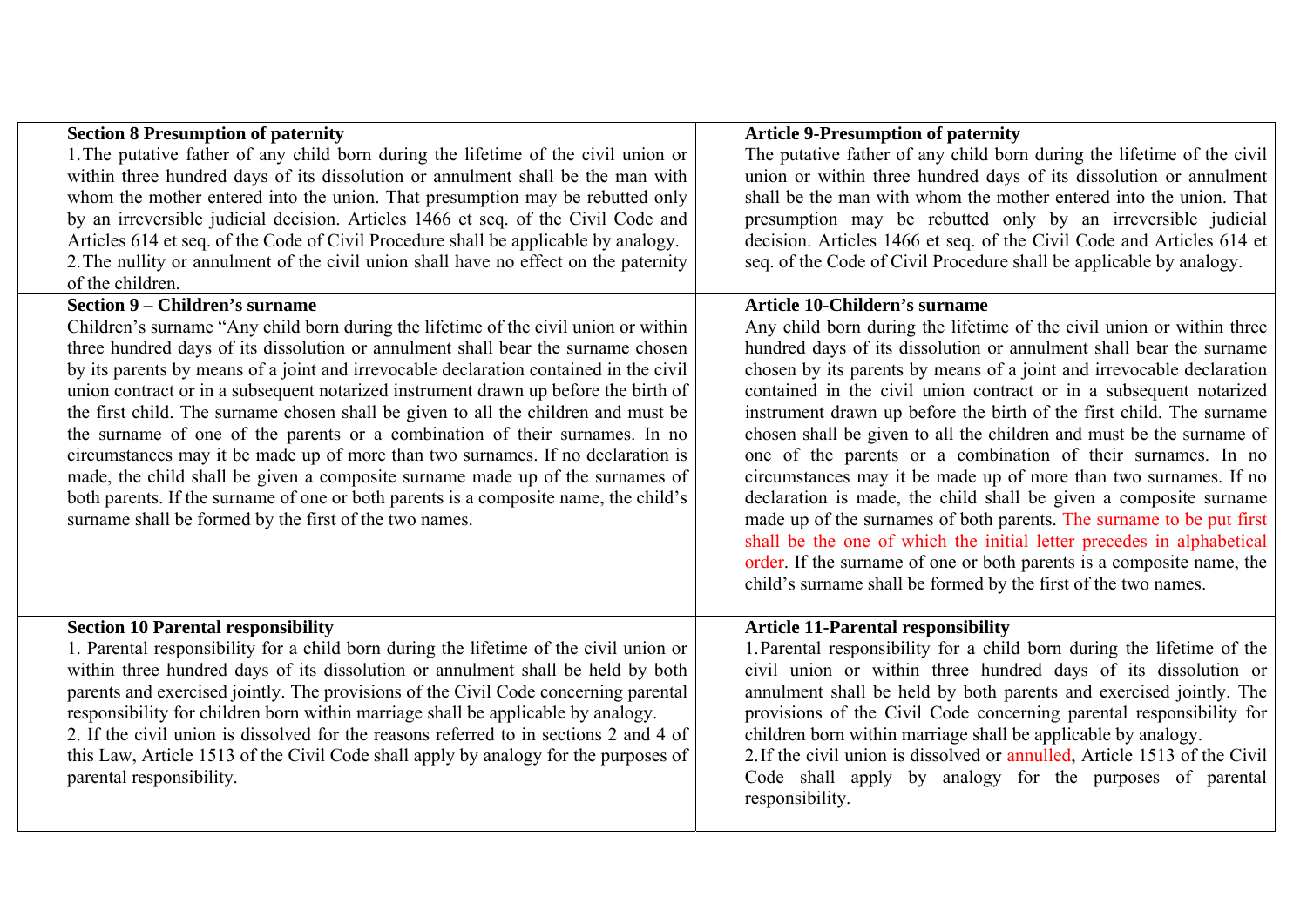| Section 8 Presumption of paternity<br>1. The putative father of any child born during the lifetime of the civil union or within three hundred days of its dissolution or annulment shall be the man with whom the mother entered into the union. That presumption may be rebutted only by an irreversible judicial decision. Articles 1466 et seq. of the Civil Code and Articles 614 et seq. of the Code of Civil Procedure shall be applicable by analogy.<br>2. The nullity or annulment of the civil union shall have no effect on the paternity of the children. | Article 9-Presumption of paternity<br>The putative father of any child born during the lifetime of the civil union or within three hundred days of its dissolution or annulment shall be the man with whom the mother entered into the union. That presumption may be rebutted only by an irreversible judicial decision. Articles 1466 et seq. of the Civil Code and Articles 614 et seq. of the Code of Civil Procedure shall be applicable by analogy. |
|---|---|
| Section 9 – Children's surname<br>Children's surname "Any child born during the lifetime of the civil union or within three hundred days of its dissolution or annulment shall bear the surname chosen by its parents by means of a joint and irrevocable declaration contained in the civil union contract or in a subsequent notarized instrument drawn up before the birth of the first child. The surname chosen shall be given to all the children and must be the surname of one of the parents or a combination of their surnames. In no circumstances may it be made up of more than two surnames. If no declaration is made, the child shall be given a composite surname made up of the surnames of both parents. If the surname of one or both parents is a composite name, the child's surname shall be formed by the first of the two names. | Article 10-Childern's surname<br>Any child born during the lifetime of the civil union or within three hundred days of its dissolution or annulment shall bear the surname chosen by its parents by means of a joint and irrevocable declaration contained in the civil union contract or in a subsequent notarized instrument drawn up before the birth of the first child. The surname chosen shall be given to all the children and must be the surname of one of the parents or a combination of their surnames. In no circumstances may it be made up of more than two surnames. If no declaration is made, the child shall be given a composite surname made up of the surnames of both parents. The surname to be put first shall be the one of which the initial letter precedes in alphabetical order. If the surname of one or both parents is a composite name, the child's surname shall be formed by the first of the two names. |
| Section 10 Parental responsibility<br>1. Parental responsibility for a child born during the lifetime of the civil union or within three hundred days of its dissolution or annulment shall be held by both parents and exercised jointly. The provisions of the Civil Code concerning parental responsibility for children born within marriage shall be applicable by analogy.<br>2. If the civil union is dissolved for the reasons referred to in sections 2 and 4 of this Law, Article 1513 of the Civil Code shall apply by analogy for the purposes of parental responsibility. | Article 11-Parental responsibility<br>1. Parental responsibility for a child born during the lifetime of the civil union or within three hundred days of its dissolution or annulment shall be held by both parents and exercised jointly. The provisions of the Civil Code concerning parental responsibility for children born within marriage shall be applicable by analogy.<br>2. If the civil union is dissolved or annulled, Article 1513 of the Civil Code shall apply by analogy for the purposes of parental responsibility. |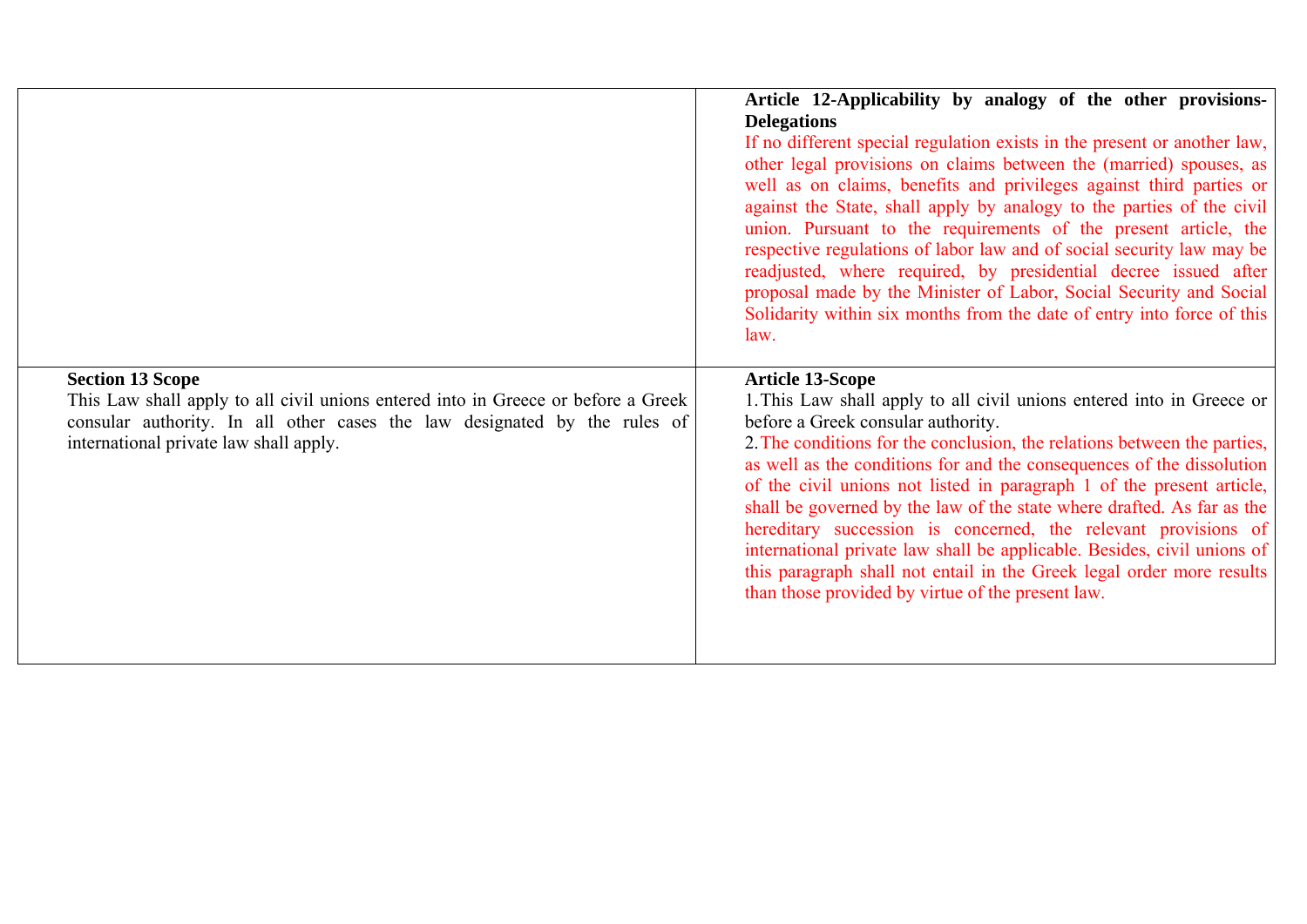| | |
|---|---|
| | **Article 12-Applicability by analogy of the other provisions-Delegations**<br>If no different special regulation exists in the present or another law, other legal provisions on claims between the (married) spouses, as well as on claims, benefits and privileges against third parties or against the State, shall apply by analogy to the parties of the civil union. Pursuant to the requirements of the present article, the respective regulations of labor law and of social security law may be readjusted, where required, by presidential decree issued after proposal made by the Minister of Labor, Social Security and Social Solidarity within six months from the date of entry into force of this law. |
| **Section 13 Scope**<br>This Law shall apply to all civil unions entered into in Greece or before a Greek consular authority. In all other cases the law designated by the rules of international private law shall apply. | **Article 13-Scope**<br>1. This Law shall apply to all civil unions entered into in Greece or before a Greek consular authority.<br>2. The conditions for the conclusion, the relations between the parties, as well as the conditions for and the consequences of the dissolution of the civil unions not listed in paragraph 1 of the present article, shall be governed by the law of the state where drafted. As far as the hereditary succession is concerned, the relevant provisions of international private law shall be applicable. Besides, civil unions of this paragraph shall not entail in the Greek legal order more results than those provided by virtue of the present law. |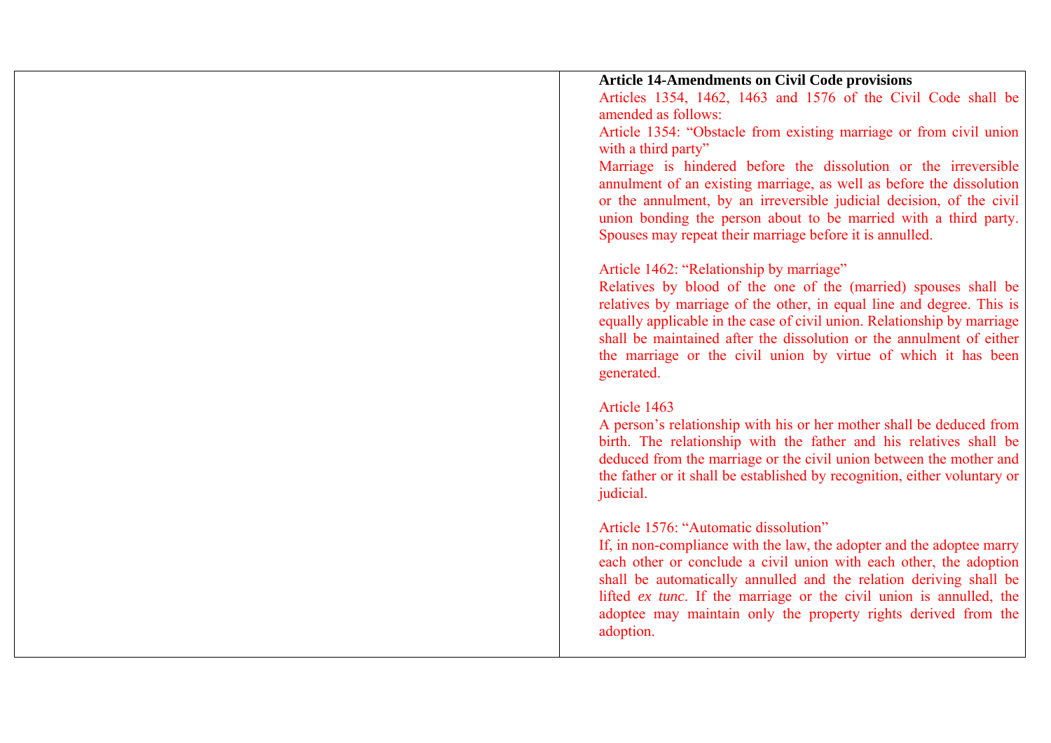| | |
|---|---|
| | **Article 14-Amendments on Civil Code provisions**<br>Articles 1354, 1462, 1463 and 1576 of the Civil Code shall be amended as follows:<br>Article 1354: "Obstacle from existing marriage or from civil union with a third party"<br>Marriage is hindered before the dissolution or the irreversible annulment of an existing marriage, as well as before the dissolution or the annulment, by an irreversible judicial decision, of the civil union bonding the person about to be married with a third party. Spouses may repeat their marriage before it is annulled.<br><br>Article 1462: "Relationship by marriage"<br>Relatives by blood of the one of the (married) spouses shall be relatives by marriage of the other, in equal line and degree. This is equally applicable in the case of civil union. Relationship by marriage shall be maintained after the dissolution or the annulment of either the marriage or the civil union by virtue of which it has been generated.<br><br>Article 1463<br>A person's relationship with his or her mother shall be deduced from birth. The relationship with the father and his relatives shall be deduced from the marriage or the civil union between the mother and the father or it shall be established by recognition, either voluntary or judicial.<br><br>Article 1576: "Automatic dissolution"<br>If, in non-compliance with the law, the adopter and the adoptee marry each other or conclude a civil union with each other, the adoption shall be automatically annulled and the relation deriving shall be lifted *ex tunc*. If the marriage or the civil union is annulled, the adoptee may maintain only the property rights derived from the adoption. |